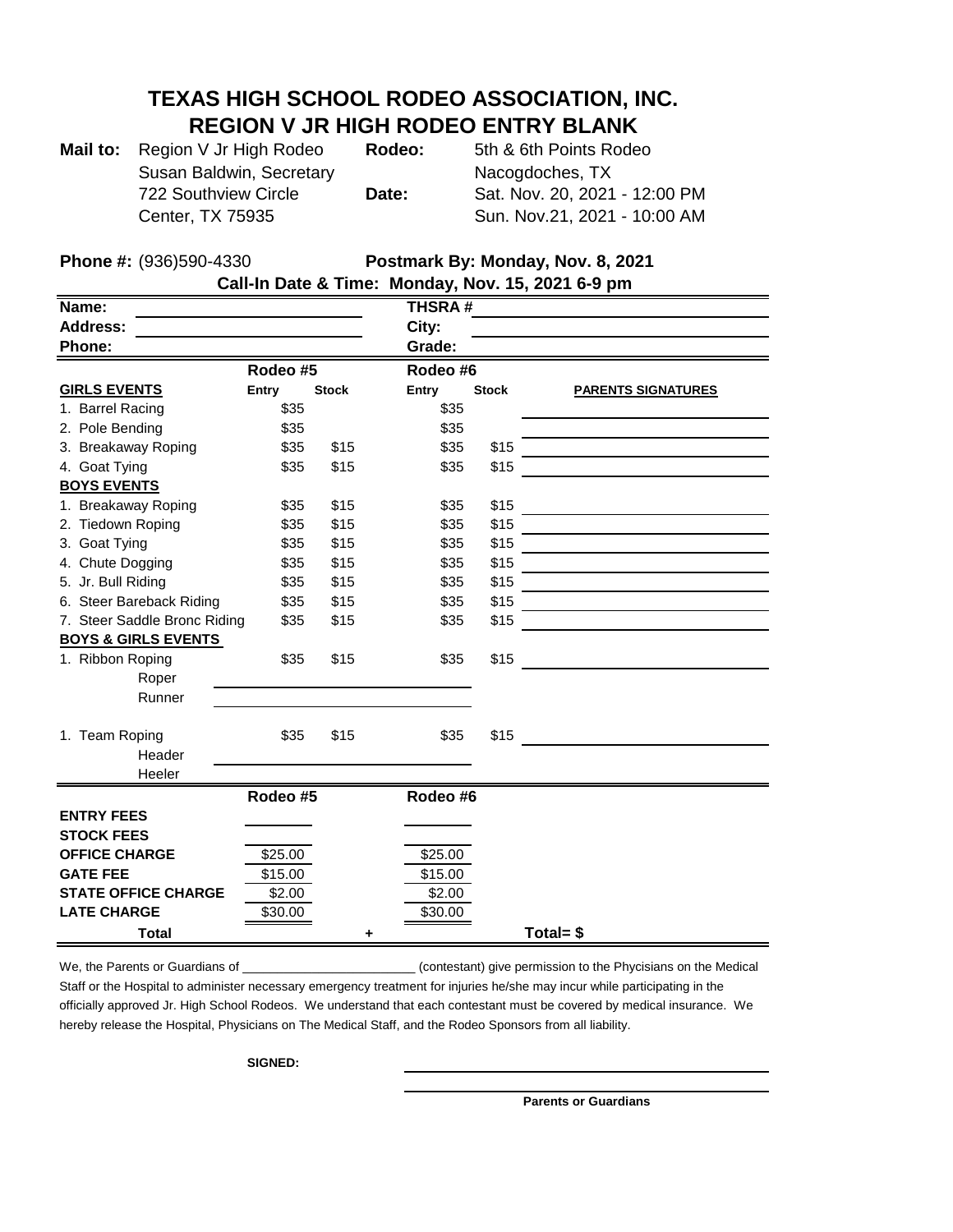# TEXAS HIGH SCHOOL RODEO ASSOCIATION, INC.
## REGION V JR HIGH RODEO ENTRY BLANK

**Mail to:** Region V Jr High Rodeo
Susan Baldwin, Secretary
722 Southview Circle
Center, TX 75935

**Rodeo:** 5th & 6th Points Rodeo
Nacogdoches, TX

**Date:** Sat. Nov. 20, 2021 - 12:00 PM
Sun. Nov.21, 2021 - 10:00 AM

**Phone #:** (936)590-4330

**Postmark By: Monday, Nov. 8, 2021**

**Call-In Date & Time: Monday, Nov. 15, 2021 6-9 pm**

**Name:** ______________________ **THSRA #** ______________________

**Address:** ______________________ **City:** ______________________

**Phone:** ______________________ **Grade:** ______________________

| | Rodeo #5 | | Rodeo #6 | | |
|---|---|---|---|---|---|
| **GIRLS EVENTS** | **Entry** | **Stock** | **Entry** | **Stock** | **PARENTS SIGNATURES** |
| 1. Barrel Racing | $35 | | $35 | | |
| 2. Pole Bending | $35 | | $35 | | |
| 3. Breakaway Roping | $35 | $15 | $35 | $15 | |
| 4. Goat Tying | $35 | $15 | $35 | $15 | |
| **BOYS EVENTS** | | | | | |
| 1. Breakaway Roping | $35 | $15 | $35 | $15 | |
| 2. Tiedown Roping | $35 | $15 | $35 | $15 | |
| 3. Goat Tying | $35 | $15 | $35 | $15 | |
| 4. Chute Dogging | $35 | $15 | $35 | $15 | |
| 5. Jr. Bull Riding | $35 | $15 | $35 | $15 | |
| 6. Steer Bareback Riding | $35 | $15 | $35 | $15 | |
| 7. Steer Saddle Bronc Riding | $35 | $15 | $35 | $15 | |
| **BOYS & GIRLS EVENTS** | | | | | |
| 1. Ribbon Roping | $35 | $15 | $35 | $15 | |
| Roper | | | | | |
| Runner | | | | | |
| 1. Team Roping | $35 | $15 | $35 | $15 | |
| Header | | | | | |
| Heeler | | | | | |

| | Rodeo #5 | | Rodeo #6 | |
|---|---|---|---|---|
| **ENTRY FEES** | | | | |
| **STOCK FEES** | | | | |
| **OFFICE CHARGE** | $25.00 | | $25.00 | |
| **GATE FEE** | $15.00 | | $15.00 | |
| **STATE OFFICE CHARGE** | $2.00 | | $2.00 | |
| **LATE CHARGE** | $30.00 | | $30.00 | |
| **Total** | | + | | **Total= $** |

We, the Parents or Guardians of ______________________ (contestant) give permission to the Phycisians on the Medical Staff or the Hospital to administer necessary emergency treatment for injuries he/she may incur while participating in the officially approved Jr. High School Rodeos. We understand that each contestant must be covered by medical insurance. We hereby release the Hospital, Physicians on The Medical Staff, and the Rodeo Sponsors from all liability.

**SIGNED:** ______________________

______________________

**Parents or Guardians**